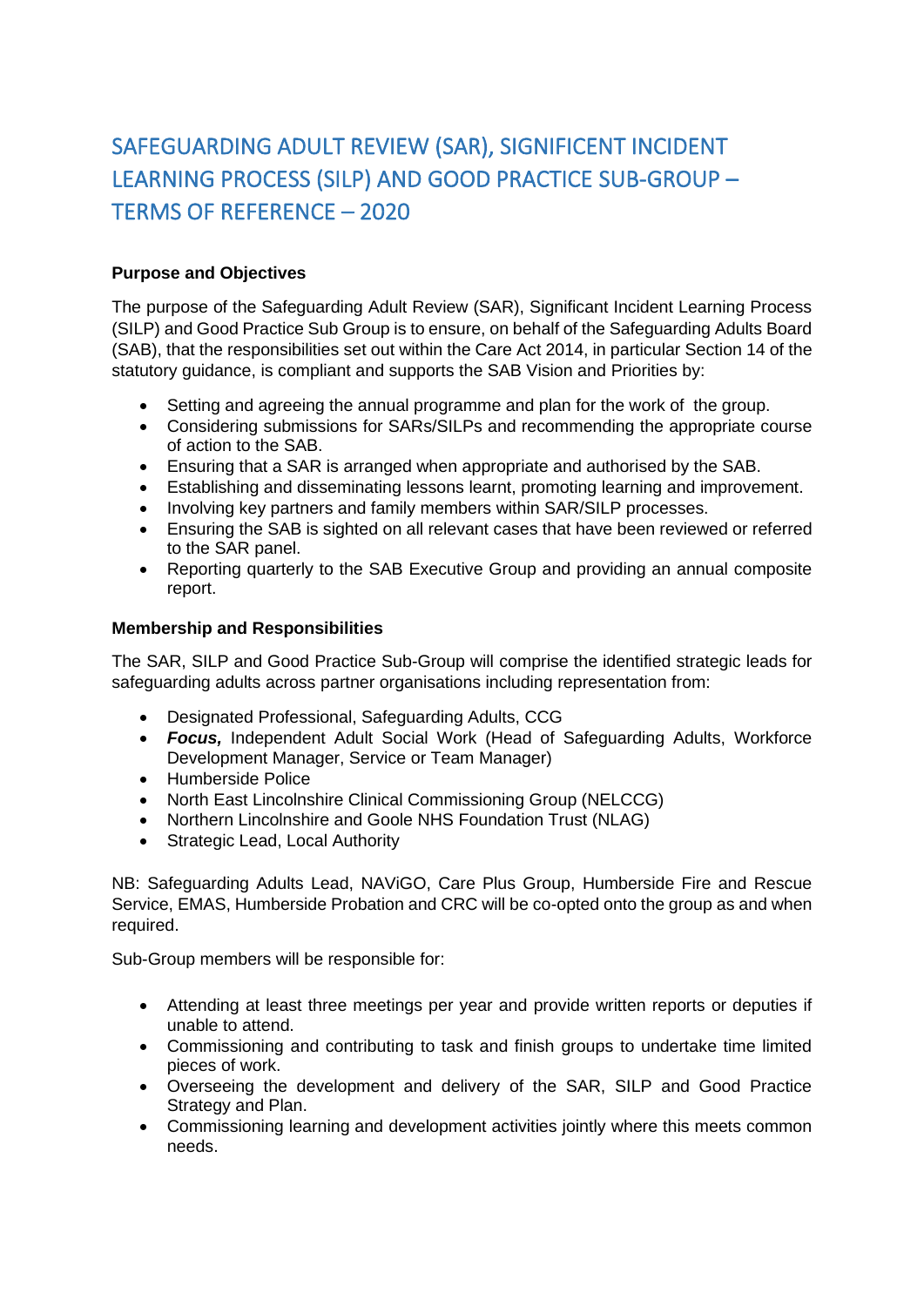# SAFEGUARDING ADULT REVIEW (SAR), SIGNIFICENT INCIDENT LEARNING PROCESS (SILP) AND GOOD PRACTICE SUB-GROUP – TERMS OF REFERENCE – 2020

**Purpose and Objectives**

The purpose of the Safeguarding Adult Review (SAR), Significant Incident Learning Process (SILP) and Good Practice Sub Group is to ensure, on behalf of the Safeguarding Adults Board (SAB), that the responsibilities set out within the Care Act 2014, in particular Section 14 of the statutory guidance, is compliant and supports the SAB Vision and Priorities by:

- Setting and agreeing the annual programme and plan for the work of the group.
- Considering submissions for SARs/SILPs and recommending the appropriate course of action to the SAB.
- Ensuring that a SAR is arranged when appropriate and authorised by the SAB.
- Establishing and disseminating lessons learnt, promoting learning and improvement.
- Involving key partners and family members within SAR/SILP processes.
- Ensuring the SAB is sighted on all relevant cases that have been reviewed or referred to the SAR panel.
- Reporting quarterly to the SAB Executive Group and providing an annual composite report.

**Membership and Responsibilities**

The SAR, SILP and Good Practice Sub-Group will comprise the identified strategic leads for safeguarding adults across partner organisations including representation from:

- Designated Professional, Safeguarding Adults, CCG
- ***Focus,*** Independent Adult Social Work (Head of Safeguarding Adults, Workforce Development Manager, Service or Team Manager)
- Humberside Police
- North East Lincolnshire Clinical Commissioning Group (NELCCG)
- Northern Lincolnshire and Goole NHS Foundation Trust (NLAG)
- Strategic Lead, Local Authority

NB: Safeguarding Adults Lead, NAViGO, Care Plus Group, Humberside Fire and Rescue Service, EMAS, Humberside Probation and CRC will be co-opted onto the group as and when required.

Sub-Group members will be responsible for:

- Attending at least three meetings per year and provide written reports or deputies if unable to attend.
- Commissioning and contributing to task and finish groups to undertake time limited pieces of work.
- Overseeing the development and delivery of the SAR, SILP and Good Practice Strategy and Plan.
- Commissioning learning and development activities jointly where this meets common needs.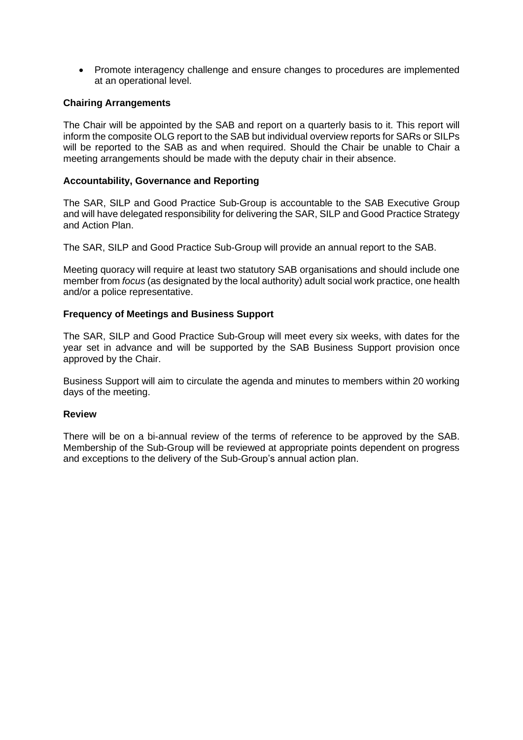- Promote interagency challenge and ensure changes to procedures are implemented at an operational level.

**Chairing Arrangements**

The Chair will be appointed by the SAB and report on a quarterly basis to it. This report will inform the composite OLG report to the SAB but individual overview reports for SARs or SILPs will be reported to the SAB as and when required. Should the Chair be unable to Chair a meeting arrangements should be made with the deputy chair in their absence.

**Accountability, Governance and Reporting**

The SAR, SILP and Good Practice Sub-Group is accountable to the SAB Executive Group and will have delegated responsibility for delivering the SAR, SILP and Good Practice Strategy and Action Plan.

The SAR, SILP and Good Practice Sub-Group will provide an annual report to the SAB.

Meeting quoracy will require at least two statutory SAB organisations and should include one member from *focus* (as designated by the local authority) adult social work practice, one health and/or a police representative.

**Frequency of Meetings and Business Support**

The SAR, SILP and Good Practice Sub-Group will meet every six weeks, with dates for the year set in advance and will be supported by the SAB Business Support provision once approved by the Chair.

Business Support will aim to circulate the agenda and minutes to members within 20 working days of the meeting.

**Review**

There will be on a bi-annual review of the terms of reference to be approved by the SAB. Membership of the Sub-Group will be reviewed at appropriate points dependent on progress and exceptions to the delivery of the Sub-Group's annual action plan.